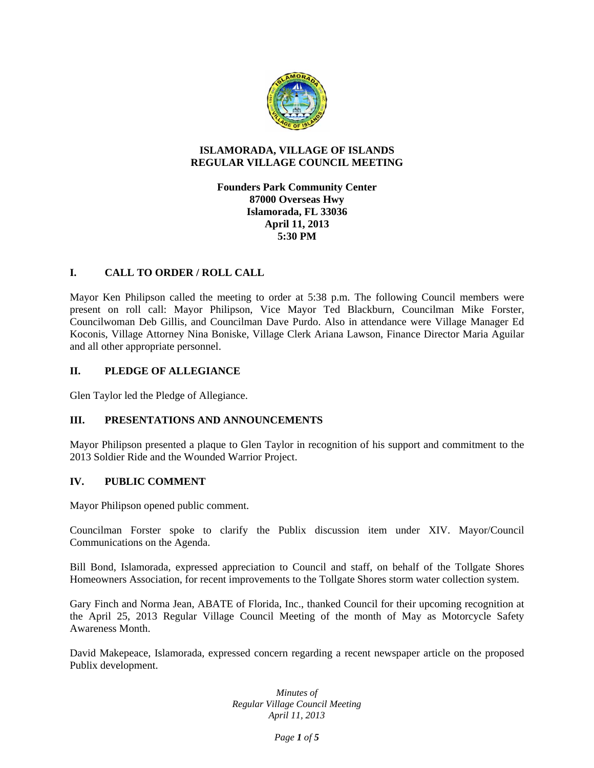# ISLAMORADA, VILLAGE OF ISLANDS
# REGULAR VILLAGE COUNCIL MEETING

**Founders Park Community Center**
**87000 Overseas Hwy**
**Islamorada, FL 33036**
**April 11, 2013**
**5:30 PM**

## I. CALL TO ORDER / ROLL CALL

Mayor Ken Philipson called the meeting to order at 5:38 p.m. The following Council members were present on roll call: Mayor Philipson, Vice Mayor Ted Blackburn, Councilman Mike Forster, Councilwoman Deb Gillis, and Councilman Dave Purdo. Also in attendance were Village Manager Ed Koconis, Village Attorney Nina Boniske, Village Clerk Ariana Lawson, Finance Director Maria Aguilar and all other appropriate personnel.

## II. PLEDGE OF ALLEGIANCE

Glen Taylor led the Pledge of Allegiance.

## III. PRESENTATIONS AND ANNOUNCEMENTS

Mayor Philipson presented a plaque to Glen Taylor in recognition of his support and commitment to the 2013 Soldier Ride and the Wounded Warrior Project.

## IV. PUBLIC COMMENT

Mayor Philipson opened public comment.

Councilman Forster spoke to clarify the Publix discussion item under XIV. Mayor/Council Communications on the Agenda.

Bill Bond, Islamorada, expressed appreciation to Council and staff, on behalf of the Tollgate Shores Homeowners Association, for recent improvements to the Tollgate Shores storm water collection system.

Gary Finch and Norma Jean, ABATE of Florida, Inc., thanked Council for their upcoming recognition at the April 25, 2013 Regular Village Council Meeting of the month of May as Motorcycle Safety Awareness Month.

David Makepeace, Islamorada, expressed concern regarding a recent newspaper article on the proposed Publix development.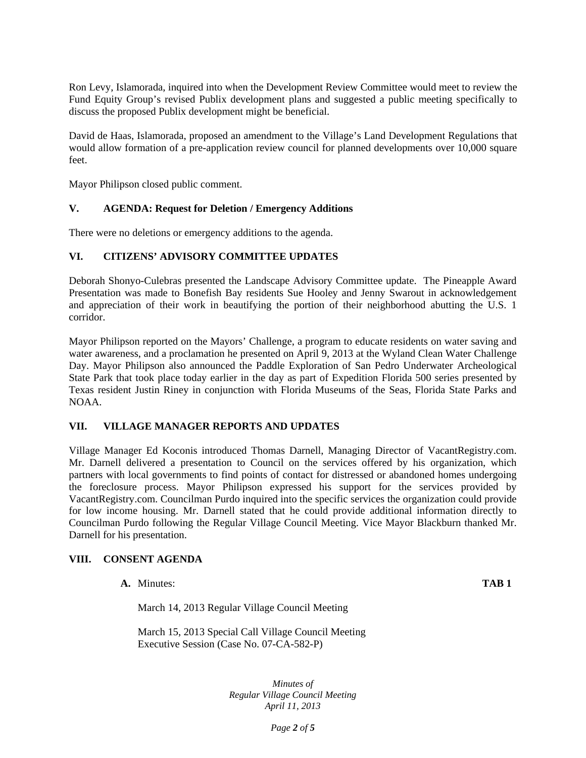Ron Levy, Islamorada, inquired into when the Development Review Committee would meet to review the Fund Equity Group's revised Publix development plans and suggested a public meeting specifically to discuss the proposed Publix development might be beneficial.

David de Haas, Islamorada, proposed an amendment to the Village's Land Development Regulations that would allow formation of a pre-application review council for planned developments over 10,000 square feet.

Mayor Philipson closed public comment.

## V. AGENDA: Request for Deletion / Emergency Additions

There were no deletions or emergency additions to the agenda.

## VI. CITIZENS' ADVISORY COMMITTEE UPDATES

Deborah Shonyo-Culebras presented the Landscape Advisory Committee update. The Pineapple Award Presentation was made to Bonefish Bay residents Sue Hooley and Jenny Swarout in acknowledgement and appreciation of their work in beautifying the portion of their neighborhood abutting the U.S. 1 corridor.

Mayor Philipson reported on the Mayors' Challenge, a program to educate residents on water saving and water awareness, and a proclamation he presented on April 9, 2013 at the Wyland Clean Water Challenge Day. Mayor Philipson also announced the Paddle Exploration of San Pedro Underwater Archeological State Park that took place today earlier in the day as part of Expedition Florida 500 series presented by Texas resident Justin Riney in conjunction with Florida Museums of the Seas, Florida State Parks and NOAA.

## VII. VILLAGE MANAGER REPORTS AND UPDATES

Village Manager Ed Koconis introduced Thomas Darnell, Managing Director of VacantRegistry.com. Mr. Darnell delivered a presentation to Council on the services offered by his organization, which partners with local governments to find points of contact for distressed or abandoned homes undergoing the foreclosure process. Mayor Philipson expressed his support for the services provided by VacantRegistry.com. Councilman Purdo inquired into the specific services the organization could provide for low income housing. Mr. Darnell stated that he could provide additional information directly to Councilman Purdo following the Regular Village Council Meeting. Vice Mayor Blackburn thanked Mr. Darnell for his presentation.

## VIII. CONSENT AGENDA

**A.** Minutes: **TAB 1**

March 14, 2013 Regular Village Council Meeting

March 15, 2013 Special Call Village Council Meeting
Executive Session (Case No. 07-CA-582-P)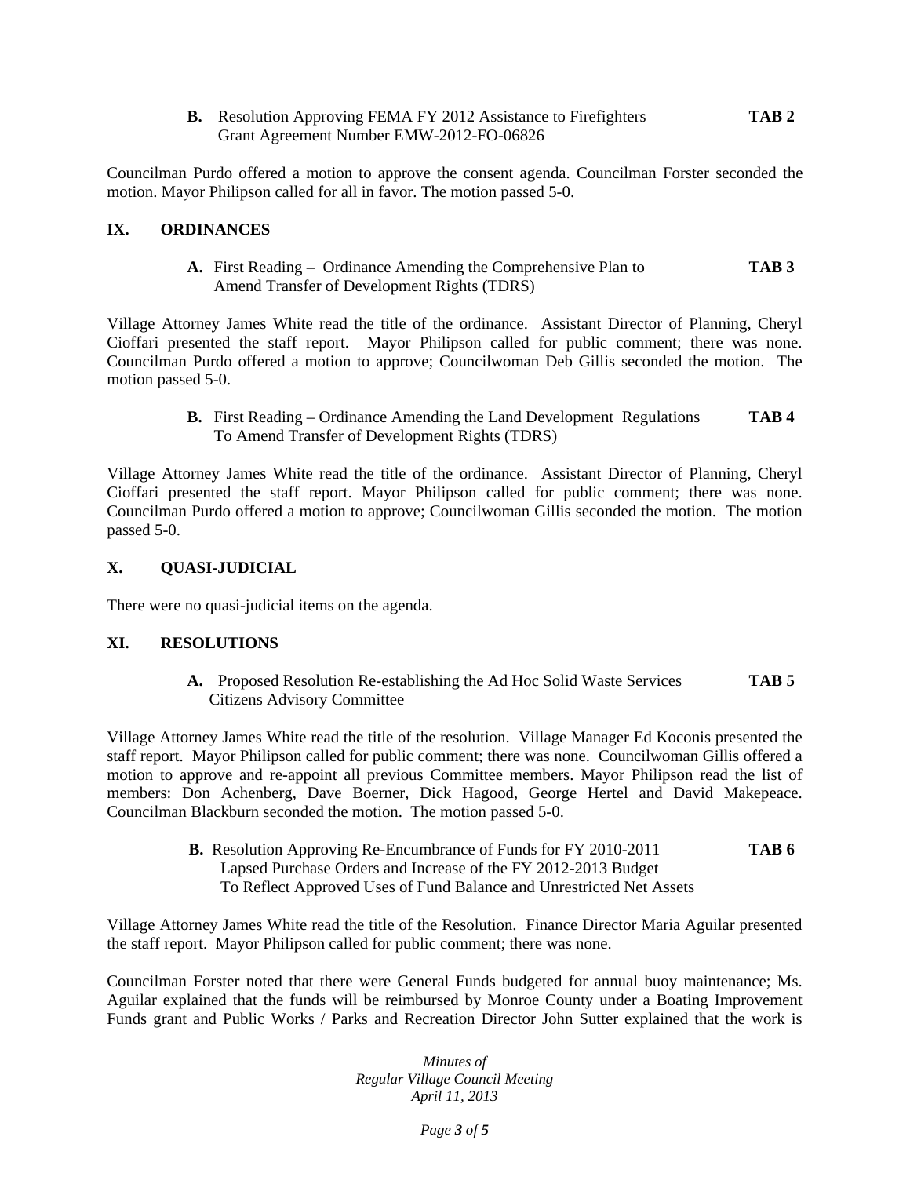**B.** Resolution Approving FEMA FY 2012 Assistance to Firefighters Grant Agreement Number EMW-2012-FO-06826 **TAB 2**

Councilman Purdo offered a motion to approve the consent agenda. Councilman Forster seconded the motion. Mayor Philipson called for all in favor. The motion passed 5-0.

## IX. ORDINANCES

**A.** First Reading – Ordinance Amending the Comprehensive Plan to Amend Transfer of Development Rights (TDRS) **TAB 3**

Village Attorney James White read the title of the ordinance. Assistant Director of Planning, Cheryl Cioffari presented the staff report. Mayor Philipson called for public comment; there was none. Councilman Purdo offered a motion to approve; Councilwoman Deb Gillis seconded the motion. The motion passed 5-0.

**B.** First Reading – Ordinance Amending the Land Development Regulations To Amend Transfer of Development Rights (TDRS) **TAB 4**

Village Attorney James White read the title of the ordinance. Assistant Director of Planning, Cheryl Cioffari presented the staff report. Mayor Philipson called for public comment; there was none. Councilman Purdo offered a motion to approve; Councilwoman Gillis seconded the motion. The motion passed 5-0.

## X. QUASI-JUDICIAL

There were no quasi-judicial items on the agenda.

## XI. RESOLUTIONS

**A.** Proposed Resolution Re-establishing the Ad Hoc Solid Waste Services Citizens Advisory Committee **TAB 5**

Village Attorney James White read the title of the resolution. Village Manager Ed Koconis presented the staff report. Mayor Philipson called for public comment; there was none. Councilwoman Gillis offered a motion to approve and re-appoint all previous Committee members. Mayor Philipson read the list of members: Don Achenberg, Dave Boerner, Dick Hagood, George Hertel and David Makepeace. Councilman Blackburn seconded the motion. The motion passed 5-0.

**B.** Resolution Approving Re-Encumbrance of Funds for FY 2010-2011 Lapsed Purchase Orders and Increase of the FY 2012-2013 Budget To Reflect Approved Uses of Fund Balance and Unrestricted Net Assets **TAB 6**

Village Attorney James White read the title of the Resolution. Finance Director Maria Aguilar presented the staff report. Mayor Philipson called for public comment; there was none.

Councilman Forster noted that there were General Funds budgeted for annual buoy maintenance; Ms. Aguilar explained that the funds will be reimbursed by Monroe County under a Boating Improvement Funds grant and Public Works / Parks and Recreation Director John Sutter explained that the work is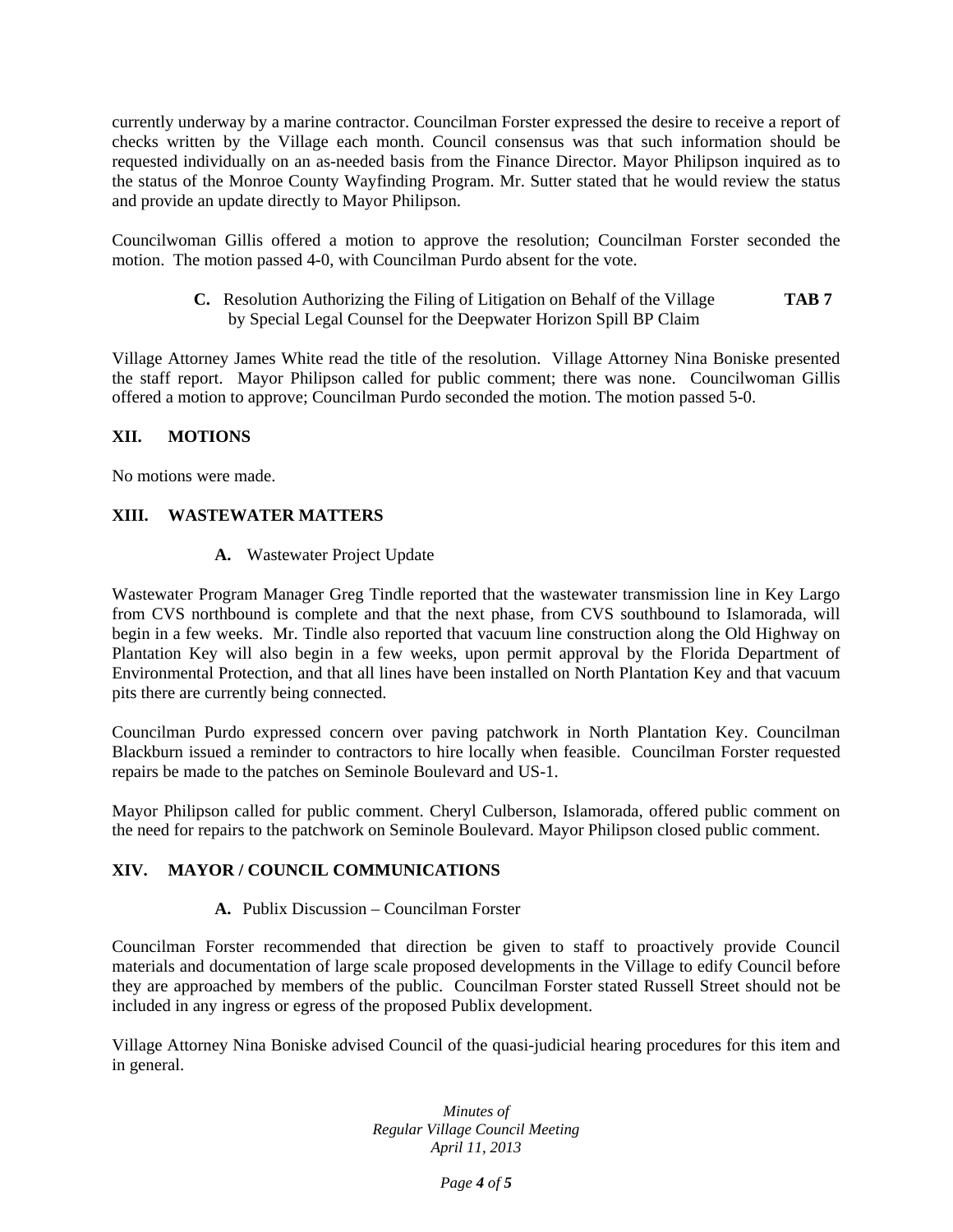currently underway by a marine contractor. Councilman Forster expressed the desire to receive a report of checks written by the Village each month. Council consensus was that such information should be requested individually on an as-needed basis from the Finance Director. Mayor Philipson inquired as to the status of the Monroe County Wayfinding Program. Mr. Sutter stated that he would review the status and provide an update directly to Mayor Philipson.

Councilwoman Gillis offered a motion to approve the resolution; Councilman Forster seconded the motion. The motion passed 4-0, with Councilman Purdo absent for the vote.

**C.** Resolution Authorizing the Filing of Litigation on Behalf of the Village by Special Legal Counsel for the Deepwater Horizon Spill BP Claim **TAB 7**

Village Attorney James White read the title of the resolution. Village Attorney Nina Boniske presented the staff report. Mayor Philipson called for public comment; there was none. Councilwoman Gillis offered a motion to approve; Councilman Purdo seconded the motion. The motion passed 5-0.

## XII. MOTIONS

No motions were made.

## XIII. WASTEWATER MATTERS

**A.** Wastewater Project Update

Wastewater Program Manager Greg Tindle reported that the wastewater transmission line in Key Largo from CVS northbound is complete and that the next phase, from CVS southbound to Islamorada, will begin in a few weeks. Mr. Tindle also reported that vacuum line construction along the Old Highway on Plantation Key will also begin in a few weeks, upon permit approval by the Florida Department of Environmental Protection, and that all lines have been installed on North Plantation Key and that vacuum pits there are currently being connected.

Councilman Purdo expressed concern over paving patchwork in North Plantation Key. Councilman Blackburn issued a reminder to contractors to hire locally when feasible. Councilman Forster requested repairs be made to the patches on Seminole Boulevard and US-1.

Mayor Philipson called for public comment. Cheryl Culberson, Islamorada, offered public comment on the need for repairs to the patchwork on Seminole Boulevard. Mayor Philipson closed public comment.

## XIV. MAYOR / COUNCIL COMMUNICATIONS

**A.** Publix Discussion – Councilman Forster

Councilman Forster recommended that direction be given to staff to proactively provide Council materials and documentation of large scale proposed developments in the Village to edify Council before they are approached by members of the public. Councilman Forster stated Russell Street should not be included in any ingress or egress of the proposed Publix development.

Village Attorney Nina Boniske advised Council of the quasi-judicial hearing procedures for this item and in general.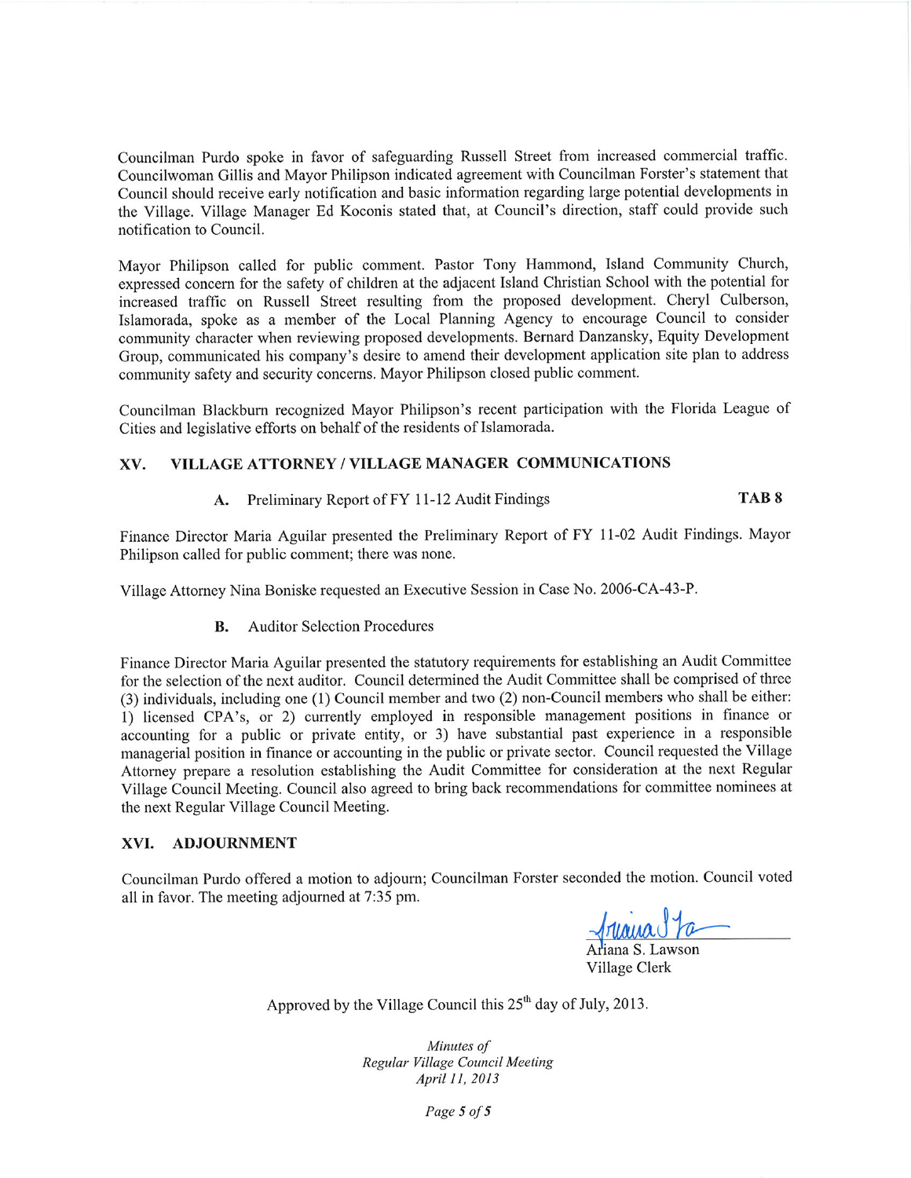Councilman Purdo spoke in favor of safeguarding Russell Street from increased commercial traffic. Councilwoman Gillis and Mayor Philipson indicated agreement with Councilman Forster's statement that Council should receive early notification and basic information regarding large potential developments in the Village. Village Manager Ed Koconis stated that, at Council's direction, staff could provide such notification to Council.

Mayor Philipson called for public comment. Pastor Tony Hammond, Island Community Church, expressed concern for the safety of children at the adjacent Island Christian School with the potential for increased traffic on Russell Street resulting from the proposed development. Cheryl Culberson, Islamorada, spoke as a member of the Local Planning Agency to encourage Council to consider community character when reviewing proposed developments. Bernard Danzansky, Equity Development Group, communicated his company's desire to amend their development application site plan to address community safety and security concerns. Mayor Philipson closed public comment.

Councilman Blackburn recognized Mayor Philipson's recent participation with the Florida League of Cities and legislative efforts on behalf of the residents of Islamorada.

## XV. VILLAGE ATTORNEY / VILLAGE MANAGER COMMUNICATIONS

**A.** Preliminary Report of FY 11-12 Audit Findings **TAB 8**

Finance Director Maria Aguilar presented the Preliminary Report of FY 11-02 Audit Findings. Mayor Philipson called for public comment; there was none.

Village Attorney Nina Boniske requested an Executive Session in Case No. 2006-CA-43-P.

**B.** Auditor Selection Procedures

Finance Director Maria Aguilar presented the statutory requirements for establishing an Audit Committee for the selection of the next auditor. Council determined the Audit Committee shall be comprised of three (3) individuals, including one (1) Council member and two (2) non-Council members who shall be either: 1) licensed CPA's, or 2) currently employed in responsible management positions in finance or accounting for a public or private entity, or 3) have substantial past experience in a responsible managerial position in finance or accounting in the public or private sector. Council requested the Village Attorney prepare a resolution establishing the Audit Committee for consideration at the next Regular Village Council Meeting. Council also agreed to bring back recommendations for committee nominees at the next Regular Village Council Meeting.

## XVI. ADJOURNMENT

Councilman Purdo offered a motion to adjourn; Councilman Forster seconded the motion. Council voted all in favor. The meeting adjourned at 7:35 pm.

Ariana S. Lawson
Village Clerk

Approved by the Village Council this 25th day of July, 2013.

*Minutes of*
*Regular Village Council Meeting*
*April 11, 2013*